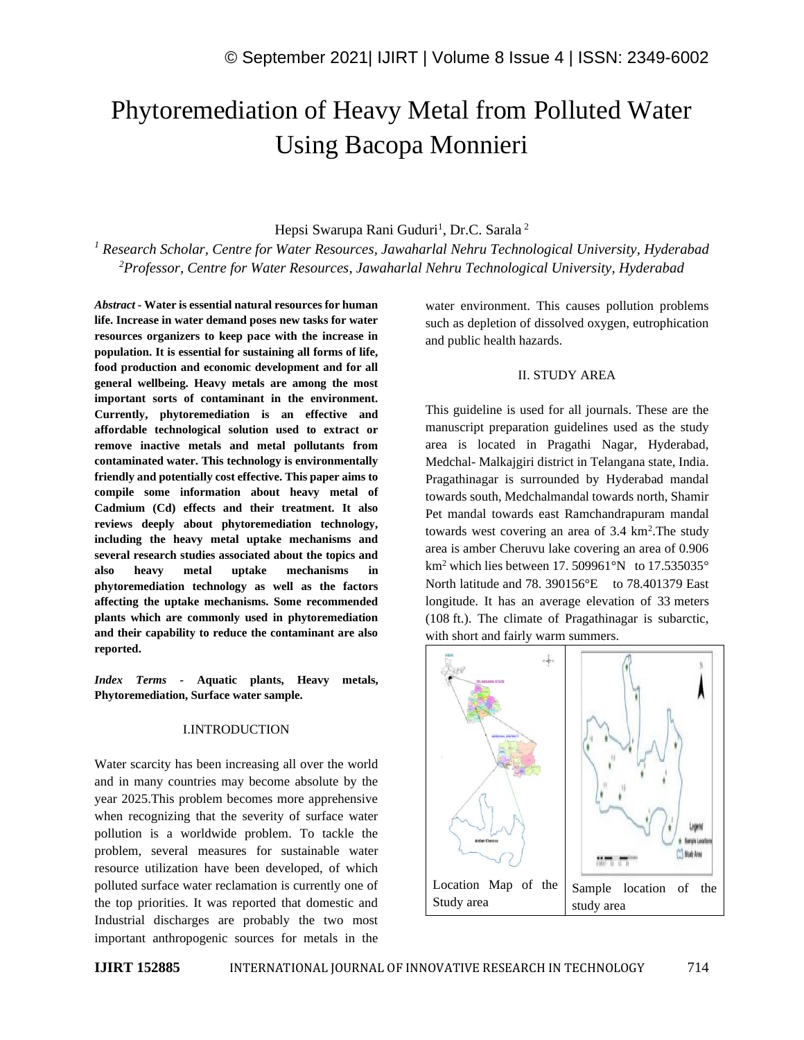# Phytoremediation of Heavy Metal from Polluted Water Using Bacopa Monnieri

Hepsi Swarupa Rani Guduri[1], Dr.C. Sarala[2]

[1] *Research Scholar, Centre for Water Resources, Jawaharlal Nehru Technological University, Hyderabad*
[2] *Professor, Centre for Water Resources, Jawaharlal Nehru Technological University, Hyderabad*

***Abstract* - Water is essential natural resources for human life. Increase in water demand poses new tasks for water resources organizers to keep pace with the increase in population. It is essential for sustaining all forms of life, food production and economic development and for all general wellbeing. Heavy metals are among the most important sorts of contaminant in the environment. Currently, phytoremediation is an effective and affordable technological solution used to extract or remove inactive metals and metal pollutants from contaminated water. This technology is environmentally friendly and potentially cost effective. This paper aims to compile some information about heavy metal of Cadmium (Cd) effects and their treatment. It also reviews deeply about phytoremediation technology, including the heavy metal uptake mechanisms and several research studies associated about the topics and also heavy metal uptake mechanisms in phytoremediation technology as well as the factors affecting the uptake mechanisms. Some recommended plants which are commonly used in phytoremediation and their capability to reduce the contaminant are also reported.**

***Index Terms* - Aquatic plants, Heavy metals, Phytoremediation, Surface water sample.**

## I.INTRODUCTION

Water scarcity has been increasing all over the world and in many countries may become absolute by the year 2025.This problem becomes more apprehensive when recognizing that the severity of surface water pollution is a worldwide problem. To tackle the problem, several measures for sustainable water resource utilization have been developed, of which polluted surface water reclamation is currently one of the top priorities. It was reported that domestic and Industrial discharges are probably the two most important anthropogenic sources for metals in the water environment. This causes pollution problems such as depletion of dissolved oxygen, eutrophication and public health hazards.

## II. STUDY AREA

This guideline is used for all journals. These are the manuscript preparation guidelines used as the study area is located in Pragathi Nagar, Hyderabad, Medchal- Malkajgiri district in Telangana state, India. Pragathinagar is surrounded by Hyderabad mandal towards south, Medchalmandal towards north, Shamir Pet mandal towards east Ramchandrapuram mandal towards west covering an area of 3.4 km$^2$.The study area is amber Cheruvu lake covering an area of 0.906 km$^2$ which lies between 17. 509961°N to 17.535035° North latitude and 78. 390156°E to 78.401379 East longitude. It has an average elevation of 33 meters (108 ft.). The climate of Pragathinagar is subarctic, with short and fairly warm summers.

| Location Map of the Study area | Sample location of the study area |
|---|---|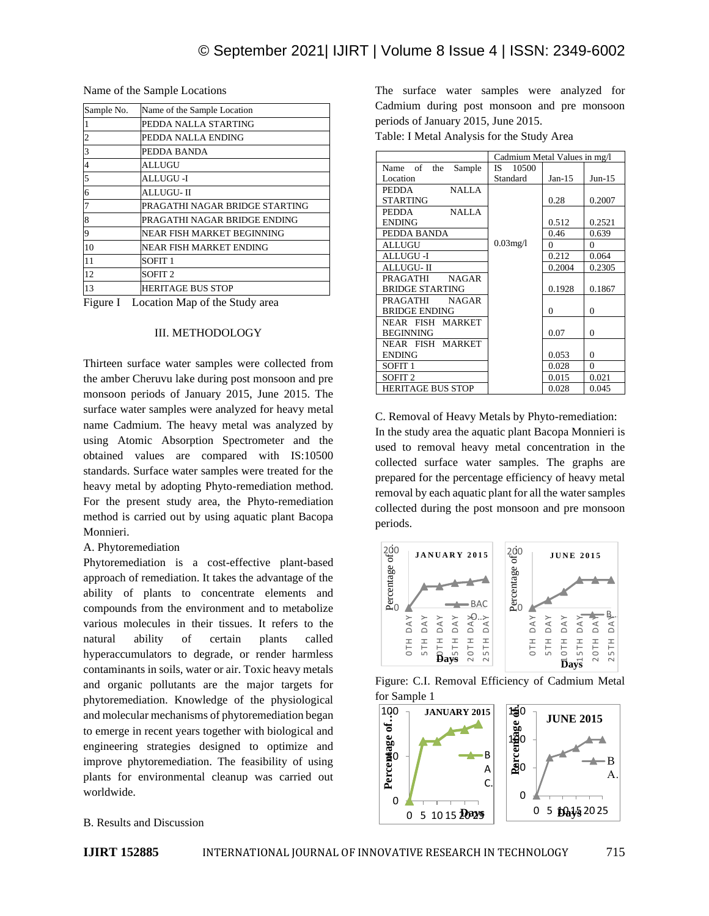Name of the Sample Locations

| Sample No. | Name of the Sample Location |
|---|---|
| 1 | PEDDA NALLA STARTING |
| 2 | PEDDA NALLA ENDING |
| 3 | PEDDA BANDA |
| 4 | ALLUGU |
| 5 | ALLUGU -I |
| 6 | ALLUGU- II |
| 7 | PRAGATHI NAGAR BRIDGE STARTING |
| 8 | PRAGATHI NAGAR BRIDGE ENDING |
| 9 | NEAR FISH MARKET BEGINNING |
| 10 | NEAR FISH MARKET ENDING |
| 11 | SOFIT 1 |
| 12 | SOFIT 2 |
| 13 | HERITAGE BUS STOP |

Figure I Location Map of the Study area

## III. METHODOLOGY

Thirteen surface water samples were collected from the amber Cheruvu lake during post monsoon and pre monsoon periods of January 2015, June 2015. The surface water samples were analyzed for heavy metal name Cadmium. The heavy metal was analyzed by using Atomic Absorption Spectrometer and the obtained values are compared with IS:10500 standards. Surface water samples were treated for the heavy metal by adopting Phyto-remediation method. For the present study area, the Phyto-remediation method is carried out by using aquatic plant Bacopa Monnieri.

A. Phytoremediation

Phytoremediation is a cost-effective plant-based approach of remediation. It takes the advantage of the ability of plants to concentrate elements and compounds from the environment and to metabolize various molecules in their tissues. It refers to the natural ability of certain plants called hyperaccumulators to degrade, or render harmless contaminants in soils, water or air. Toxic heavy metals and organic pollutants are the major targets for phytoremediation. Knowledge of the physiological and molecular mechanisms of phytoremediation began to emerge in recent years together with biological and engineering strategies designed to optimize and improve phytoremediation. The feasibility of using plants for environmental cleanup was carried out worldwide.

B. Results and Discussion

The surface water samples were analyzed for Cadmium during post monsoon and pre monsoon periods of January 2015, June 2015.

Table: I Metal Analysis for the Study Area

| | Cadmium Metal Values in mg/l | | |
|---|---|---|---|
| Name of the Sample Location | IS 10500 Standard | Jan-15 | Jun-15 |
| PEDDA NALLA STARTING | 0.03mg/l | 0.28 | 0.2007 |
| PEDDA NALLA ENDING | | 0.512 | 0.2521 |
| PEDDA BANDA | | 0.46 | 0.639 |
| ALLUGU | | 0 | 0 |
| ALLUGU -I | | 0.212 | 0.064 |
| ALLUGU- II | | 0.2004 | 0.2305 |
| PRAGATHI NAGAR BRIDGE STARTING | | 0.1928 | 0.1867 |
| PRAGATHI NAGAR BRIDGE ENDING | | 0 | 0 |
| NEAR FISH MARKET BEGINNING | | 0.07 | 0 |
| NEAR FISH MARKET ENDING | | 0.053 | 0 |
| SOFIT 1 | | 0.028 | 0 |
| SOFIT 2 | | 0.015 | 0.021 |
| HERITAGE BUS STOP | | 0.028 | 0.045 |

C. Removal of Heavy Metals by Phyto-remediation:

In the study area the aquatic plant Bacopa Monnieri is used to removal heavy metal concentration in the collected surface water samples. The graphs are prepared for the percentage efficiency of heavy metal removal by each aquatic plant for all the water samples collected during the post monsoon and pre monsoon periods.

Figure: C.I. Removal Efficiency of Cadmium Metal for Sample 1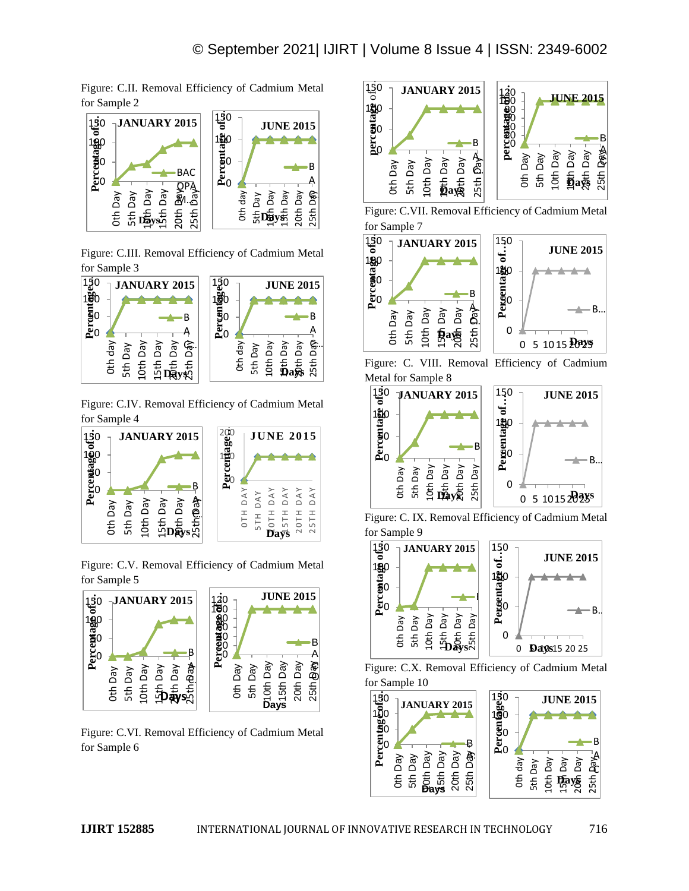Figure: C.II. Removal Efficiency of Cadmium Metal for Sample 2

Figure: C.III. Removal Efficiency of Cadmium Metal for Sample 3

Figure: C.IV. Removal Efficiency of Cadmium Metal for Sample 4

Figure: C.V. Removal Efficiency of Cadmium Metal for Sample 5

Figure: C.VI. Removal Efficiency of Cadmium Metal for Sample 6

Figure: C.VII. Removal Efficiency of Cadmium Metal for Sample 7

Figure: C. VIII. Removal Efficiency of Cadmium Metal for Sample 8

Figure: C. IX. Removal Efficiency of Cadmium Metal for Sample 9

Figure: C.X. Removal Efficiency of Cadmium Metal for Sample 10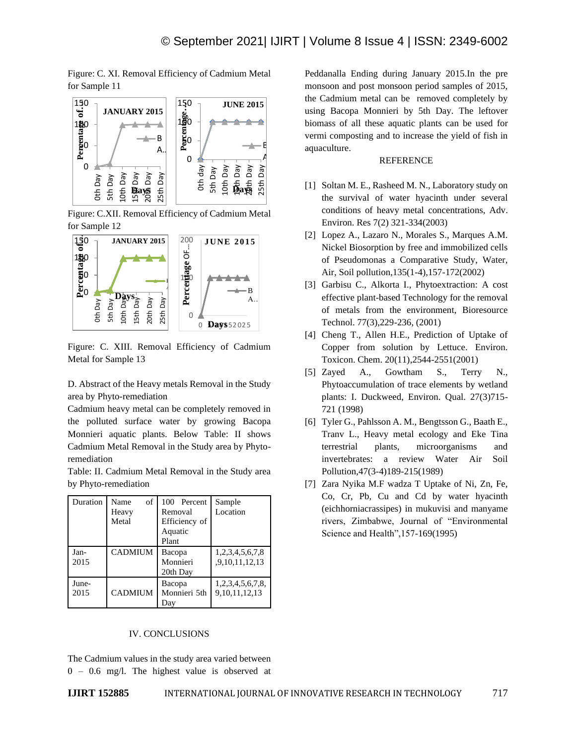Figure: C. XI. Removal Efficiency of Cadmium Metal for Sample 11

JANUARY 2015

150

100

50

0

Percentage of...

B A..

0th Day 5th Day 10th Day 15th Day 20th Day 25th Day

Days

JUNE 2015

150

100

50

0

Percentage...

B A

0th day 5th Day 10th Day 15th Day 20th Day 25th Day

Days

Figure: C.XII. Removal Efficiency of Cadmium Metal for Sample 12

JANUARY 2015

150

100

50

0

Percentage of...

0th Day 5th Day 10th Day 15th Day 20th Day 25th Day

Days

JUNE 2015

200

100

0

Percentage OF...

B A..

0 5 10 15 20 25

Days

Figure: C. XIII. Removal Efficiency of Cadmium Metal for Sample 13

D. Abstract of the Heavy metals Removal in the Study area by Phyto-remediation

Cadmium heavy metal can be completely removed in the polluted surface water by growing Bacopa Monnieri aquatic plants. Below Table: II shows Cadmium Metal Removal in the Study area by Phyto-remediation

Table: II. Cadmium Metal Removal in the Study area by Phyto-remediation

| Duration | Name of Heavy Metal | 100 Percent Removal Efficiency of Aquatic Plant | Sample Location |
|---|---|---|---|
| Jan-2015 | CADMIUM | Bacopa Monnieri 20th Day | 1,2,3,4,5,6,7,8,9,10,11,12,13 |
| June-2015 | CADMIUM | Bacopa Monnieri 5th Day | 1,2,3,4,5,6,7,8,9,10,11,12,13 |

## IV. CONCLUSIONS

The Cadmium values in the study area varied between 0 – 0.6 mg/l. The highest value is observed at Peddanalla Ending during January 2015.In the pre monsoon and post monsoon period samples of 2015, the Cadmium metal can be removed completely by using Bacopa Monnieri by 5th Day. The leftover biomass of all these aquatic plants can be used for vermi composting and to increase the yield of fish in aquaculture.

## REFERENCE

[1] Soltan M. E., Rasheed M. N., Laboratory study on the survival of water hyacinth under several conditions of heavy metal concentrations, Adv. Environ. Res 7(2) 321-334(2003)

[2] Lopez A., Lazaro N., Morales S., Marques A.M. Nickel Biosorption by free and immobilized cells of Pseudomonas a Comparative Study, Water, Air, Soil pollution,135(1-4),157-172(2002)

[3] Garbisu C., Alkorta I., Phytoextraction: A cost effective plant-based Technology for the removal of metals from the environment, Bioresource Technol. 77(3),229-236, (2001)

[4] Cheng T., Allen H.E., Prediction of Uptake of Copper from solution by Lettuce. Environ. Toxicon. Chem. 20(11),2544-2551(2001)

[5] Zayed A., Gowtham S., Terry N., Phytoaccumulation of trace elements by wetland plants: I. Duckweed, Environ. Qual. 27(3)715-721 (1998)

[6] Tyler G., Pahlsson A. M., Bengtsson G., Baath E., Tranv L., Heavy metal ecology and Eke Tina terrestrial plants, microorganisms and invertebrates: a review Water Air Soil Pollution,47(3-4)189-215(1989)

[7] Zara Nyika M.F wadza T Uptake of Ni, Zn, Fe, Co, Cr, Pb, Cu and Cd by water hyacinth (eichhorniacrassipes) in mukuvisi and manyame rivers, Zimbabwe, Journal of "Environmental Science and Health",157-169(1995)